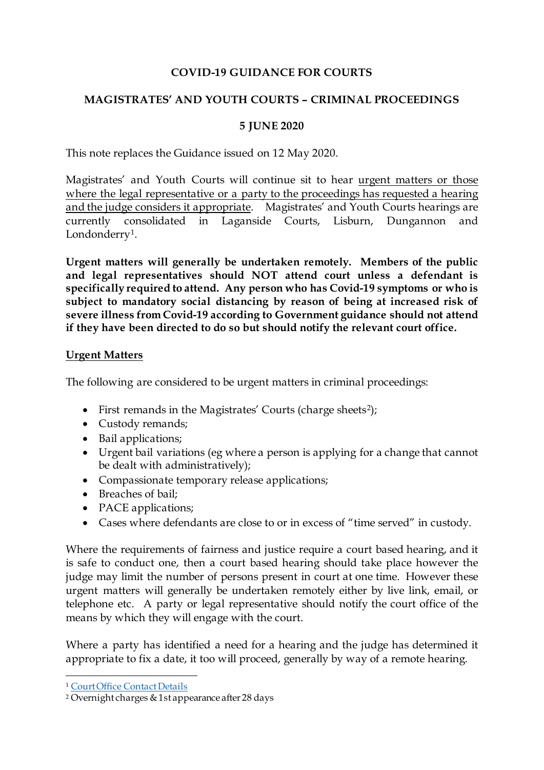# COVID-19 GUIDANCE FOR COURTS

## MAGISTRATES' AND YOUTH COURTS – CRIMINAL PROCEEDINGS

### 5 JUNE 2020

This note replaces the Guidance issued on 12 May 2020.

Magistrates' and Youth Courts will continue sit to hear urgent matters or those where the legal representative or a party to the proceedings has requested a hearing and the judge considers it appropriate. Magistrates' and Youth Courts hearings are currently consolidated in Laganside Courts, Lisburn, Dungannon and Londonderry[1].

**Urgent matters will generally be undertaken remotely. Members of the public and legal representatives should NOT attend court unless a defendant is specifically required to attend. Any person who has Covid-19 symptoms or who is subject to mandatory social distancing by reason of being at increased risk of severe illness from Covid-19 according to Government guidance should not attend if they have been directed to do so but should notify the relevant court office.**

## Urgent Matters

The following are considered to be urgent matters in criminal proceedings:

- First remands in the Magistrates' Courts (charge sheets[2]);
- Custody remands;
- Bail applications;
- Urgent bail variations (eg where a person is applying for a change that cannot be dealt with administratively);
- Compassionate temporary release applications;
- Breaches of bail;
- PACE applications;
- Cases where defendants are close to or in excess of "time served" in custody.

Where the requirements of fairness and justice require a court based hearing, and it is safe to conduct one, then a court based hearing should take place however the judge may limit the number of persons present in court at one time. However these urgent matters will generally be undertaken remotely either by live link, email, or telephone etc. A party or legal representative should notify the court office of the means by which they will engage with the court.

Where a party has identified a need for a hearing and the judge has determined it appropriate to fix a date, it too will proceed, generally by way of a remote hearing.

---

[1] Court Office Contact Details

[2] Overnight charges & 1st appearance after 28 days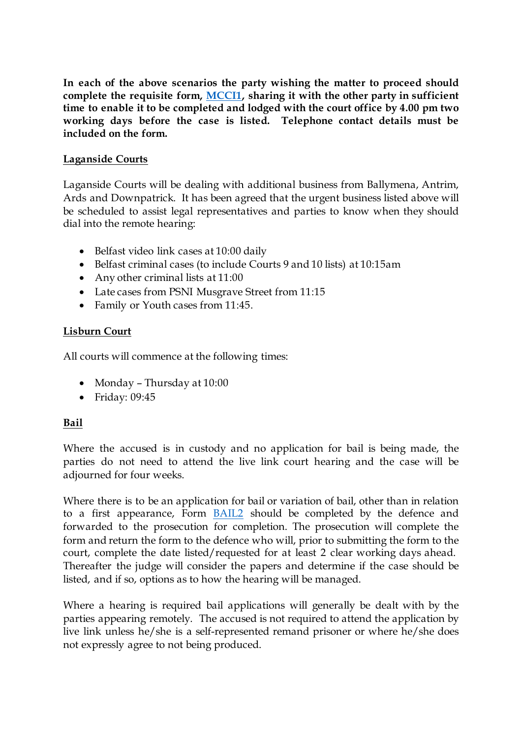**In each of the above scenarios the party wishing the matter to proceed should complete the requisite form, MCCI1, sharing it with the other party in sufficient time to enable it to be completed and lodged with the court office by 4.00 pm two working days before the case is listed. Telephone contact details must be included on the form.**

**Laganside Courts**

Laganside Courts will be dealing with additional business from Ballymena, Antrim, Ards and Downpatrick. It has been agreed that the urgent business listed above will be scheduled to assist legal representatives and parties to know when they should dial into the remote hearing:

- Belfast video link cases at 10:00 daily
- Belfast criminal cases (to include Courts 9 and 10 lists) at 10:15am
- Any other criminal lists at 11:00
- Late cases from PSNI Musgrave Street from 11:15
- Family or Youth cases from 11:45.

**Lisburn Court**

All courts will commence at the following times:

- Monday – Thursday at 10:00
- Friday: 09:45

**Bail**

Where the accused is in custody and no application for bail is being made, the parties do not need to attend the live link court hearing and the case will be adjourned for four weeks.

Where there is to be an application for bail or variation of bail, other than in relation to a first appearance, Form BAIL2 should be completed by the defence and forwarded to the prosecution for completion. The prosecution will complete the form and return the form to the defence who will, prior to submitting the form to the court, complete the date listed/requested for at least 2 clear working days ahead. Thereafter the judge will consider the papers and determine if the case should be listed, and if so, options as to how the hearing will be managed.

Where a hearing is required bail applications will generally be dealt with by the parties appearing remotely. The accused is not required to attend the application by live link unless he/she is a self-represented remand prisoner or where he/she does not expressly agree to not being produced.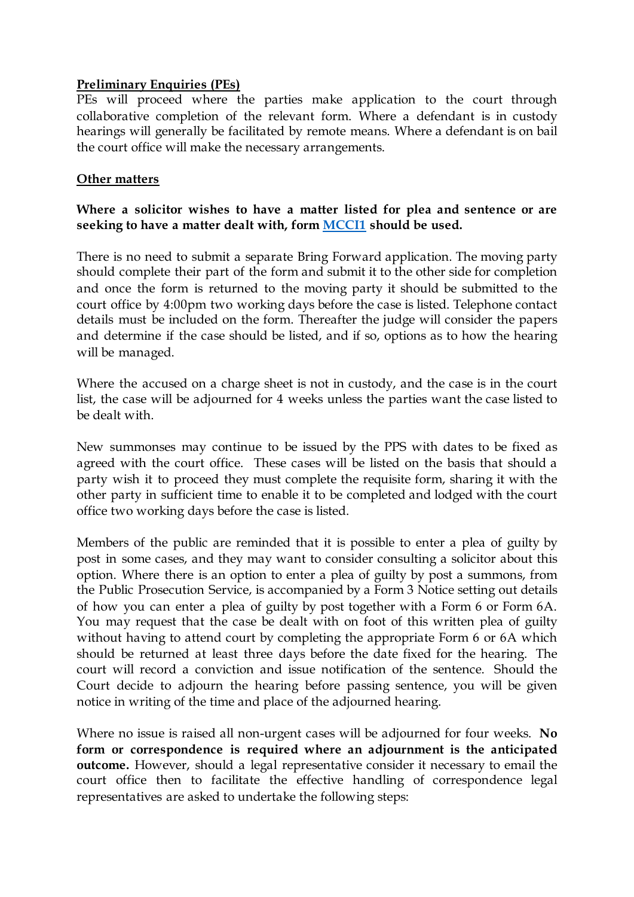**Preliminary Enquiries (PEs)**

PEs will proceed where the parties make application to the court through collaborative completion of the relevant form. Where a defendant is in custody hearings will generally be facilitated by remote means. Where a defendant is on bail the court office will make the necessary arrangements.

**Other matters**

**Where a solicitor wishes to have a matter listed for plea and sentence or are seeking to have a matter dealt with, form MCCI1 should be used.**

There is no need to submit a separate Bring Forward application. The moving party should complete their part of the form and submit it to the other side for completion and once the form is returned to the moving party it should be submitted to the court office by 4:00pm two working days before the case is listed. Telephone contact details must be included on the form. Thereafter the judge will consider the papers and determine if the case should be listed, and if so, options as to how the hearing will be managed.

Where the accused on a charge sheet is not in custody, and the case is in the court list, the case will be adjourned for 4 weeks unless the parties want the case listed to be dealt with.

New summonses may continue to be issued by the PPS with dates to be fixed as agreed with the court office. These cases will be listed on the basis that should a party wish it to proceed they must complete the requisite form, sharing it with the other party in sufficient time to enable it to be completed and lodged with the court office two working days before the case is listed.

Members of the public are reminded that it is possible to enter a plea of guilty by post in some cases, and they may want to consider consulting a solicitor about this option. Where there is an option to enter a plea of guilty by post a summons, from the Public Prosecution Service, is accompanied by a Form 3 Notice setting out details of how you can enter a plea of guilty by post together with a Form 6 or Form 6A. You may request that the case be dealt with on foot of this written plea of guilty without having to attend court by completing the appropriate Form 6 or 6A which should be returned at least three days before the date fixed for the hearing. The court will record a conviction and issue notification of the sentence. Should the Court decide to adjourn the hearing before passing sentence, you will be given notice in writing of the time and place of the adjourned hearing.

Where no issue is raised all non-urgent cases will be adjourned for four weeks. **No form or correspondence is required where an adjournment is the anticipated outcome.** However, should a legal representative consider it necessary to email the court office then to facilitate the effective handling of correspondence legal representatives are asked to undertake the following steps: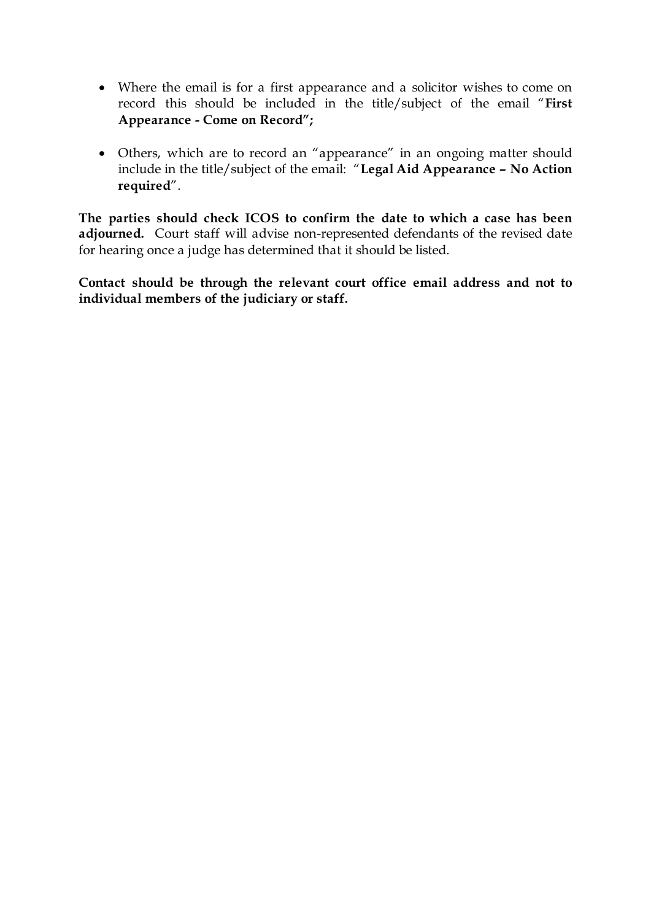- Where the email is for a first appearance and a solicitor wishes to come on record this should be included in the title/subject of the email "**First Appearance - Come on Record";**

- Others, which are to record an "appearance" in an ongoing matter should include in the title/subject of the email: "**Legal Aid Appearance – No Action required**".

**The parties should check ICOS to confirm the date to which a case has been adjourned.** Court staff will advise non-represented defendants of the revised date for hearing once a judge has determined that it should be listed.

**Contact should be through the relevant court office email address and not to individual members of the judiciary or staff.**